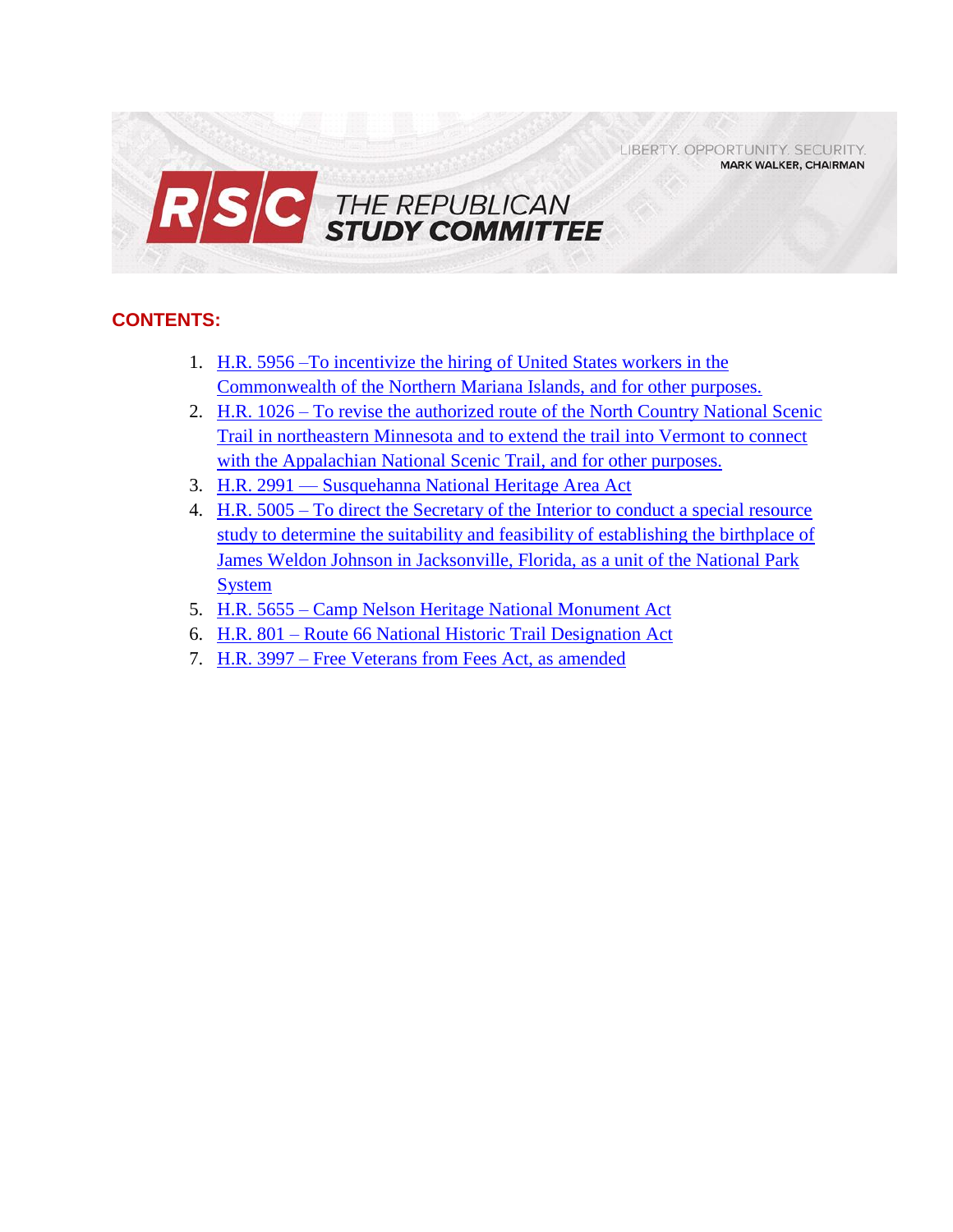LIBERTY. OPPORTUNITY. SECURITY.
**MARK WALKER, CHAIRMAN**

# RSC THE REPUBLICAN STUDY COMMITTEE

## CONTENTS:

1. H.R. 5956 –To incentivize the hiring of United States workers in the Commonwealth of the Northern Mariana Islands, and for other purposes.
2. H.R. 1026 – To revise the authorized route of the North Country National Scenic Trail in northeastern Minnesota and to extend the trail into Vermont to connect with the Appalachian National Scenic Trail, and for other purposes.
3. H.R. 2991 — Susquehanna National Heritage Area Act
4. H.R. 5005 – To direct the Secretary of the Interior to conduct a special resource study to determine the suitability and feasibility of establishing the birthplace of James Weldon Johnson in Jacksonville, Florida, as a unit of the National Park System
5. H.R. 5655 – Camp Nelson Heritage National Monument Act
6. H.R. 801 – Route 66 National Historic Trail Designation Act
7. H.R. 3997 – Free Veterans from Fees Act, as amended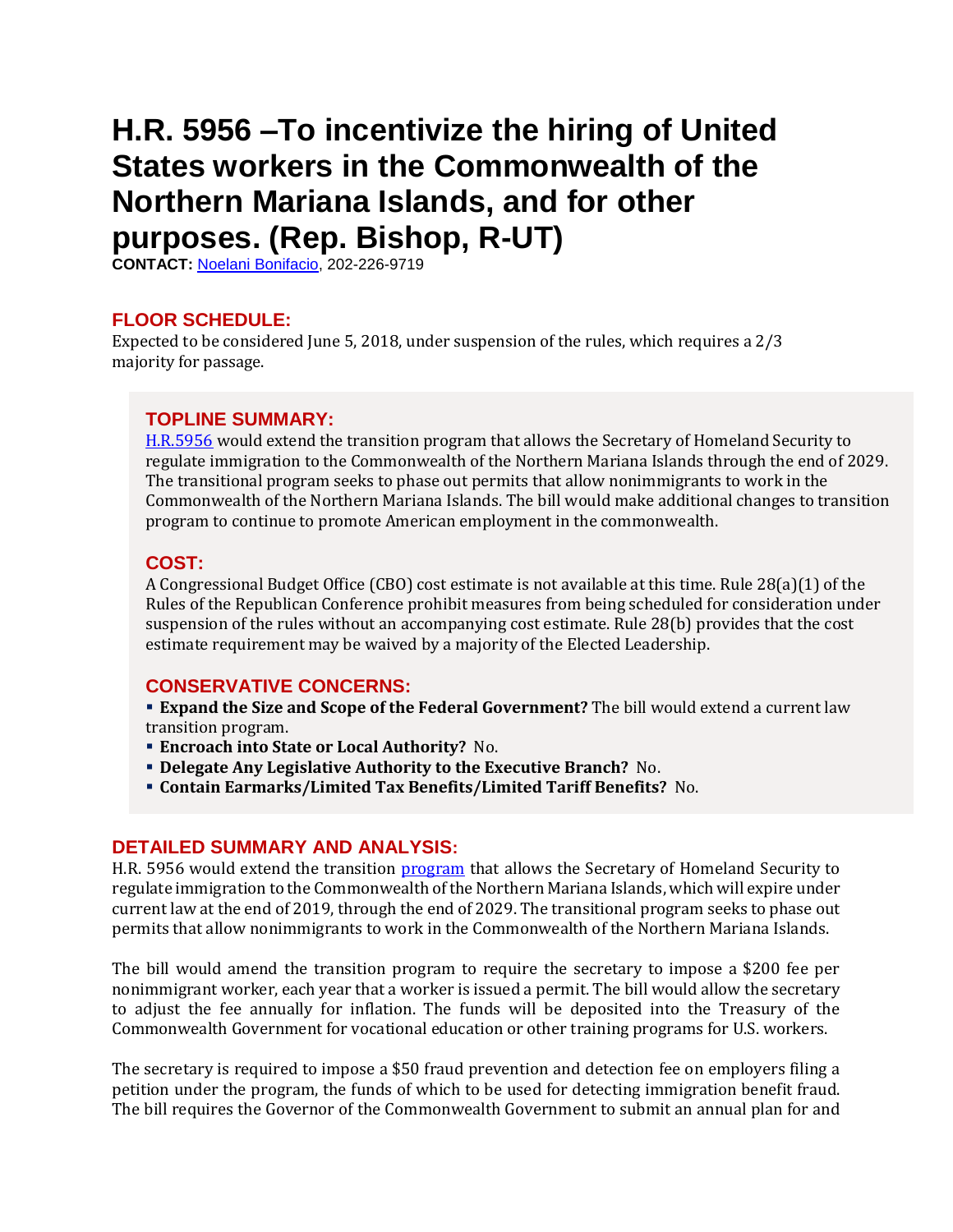# H.R. 5956 –To incentivize the hiring of United States workers in the Commonwealth of the Northern Mariana Islands, and for other purposes. (Rep. Bishop, R-UT)

**CONTACT:** Noelani Bonifacio, 202-226-9719

## FLOOR SCHEDULE:

Expected to be considered June 5, 2018, under suspension of the rules, which requires a 2/3 majority for passage.

## TOPLINE SUMMARY:

H.R.5956 would extend the transition program that allows the Secretary of Homeland Security to regulate immigration to the Commonwealth of the Northern Mariana Islands through the end of 2029. The transitional program seeks to phase out permits that allow nonimmigrants to work in the Commonwealth of the Northern Mariana Islands. The bill would make additional changes to transition program to continue to promote American employment in the commonwealth.

## COST:

A Congressional Budget Office (CBO) cost estimate is not available at this time. Rule 28(a)(1) of the Rules of the Republican Conference prohibit measures from being scheduled for consideration under suspension of the rules without an accompanying cost estimate. Rule 28(b) provides that the cost estimate requirement may be waived by a majority of the Elected Leadership.

## CONSERVATIVE CONCERNS:

- **Expand the Size and Scope of the Federal Government?** The bill would extend a current law transition program.
- **Encroach into State or Local Authority?** No.
- **Delegate Any Legislative Authority to the Executive Branch?** No.
- **Contain Earmarks/Limited Tax Benefits/Limited Tariff Benefits?** No.

## DETAILED SUMMARY AND ANALYSIS:

H.R. 5956 would extend the transition program that allows the Secretary of Homeland Security to regulate immigration to the Commonwealth of the Northern Mariana Islands, which will expire under current law at the end of 2019, through the end of 2029. The transitional program seeks to phase out permits that allow nonimmigrants to work in the Commonwealth of the Northern Mariana Islands.

The bill would amend the transition program to require the secretary to impose a $200 fee per nonimmigrant worker, each year that a worker is issued a permit. The bill would allow the secretary to adjust the fee annually for inflation. The funds will be deposited into the Treasury of the Commonwealth Government for vocational education or other training programs for U.S. workers.

The secretary is required to impose a $50 fraud prevention and detection fee on employers filing a petition under the program, the funds of which to be used for detecting immigration benefit fraud. The bill requires the Governor of the Commonwealth Government to submit an annual plan for and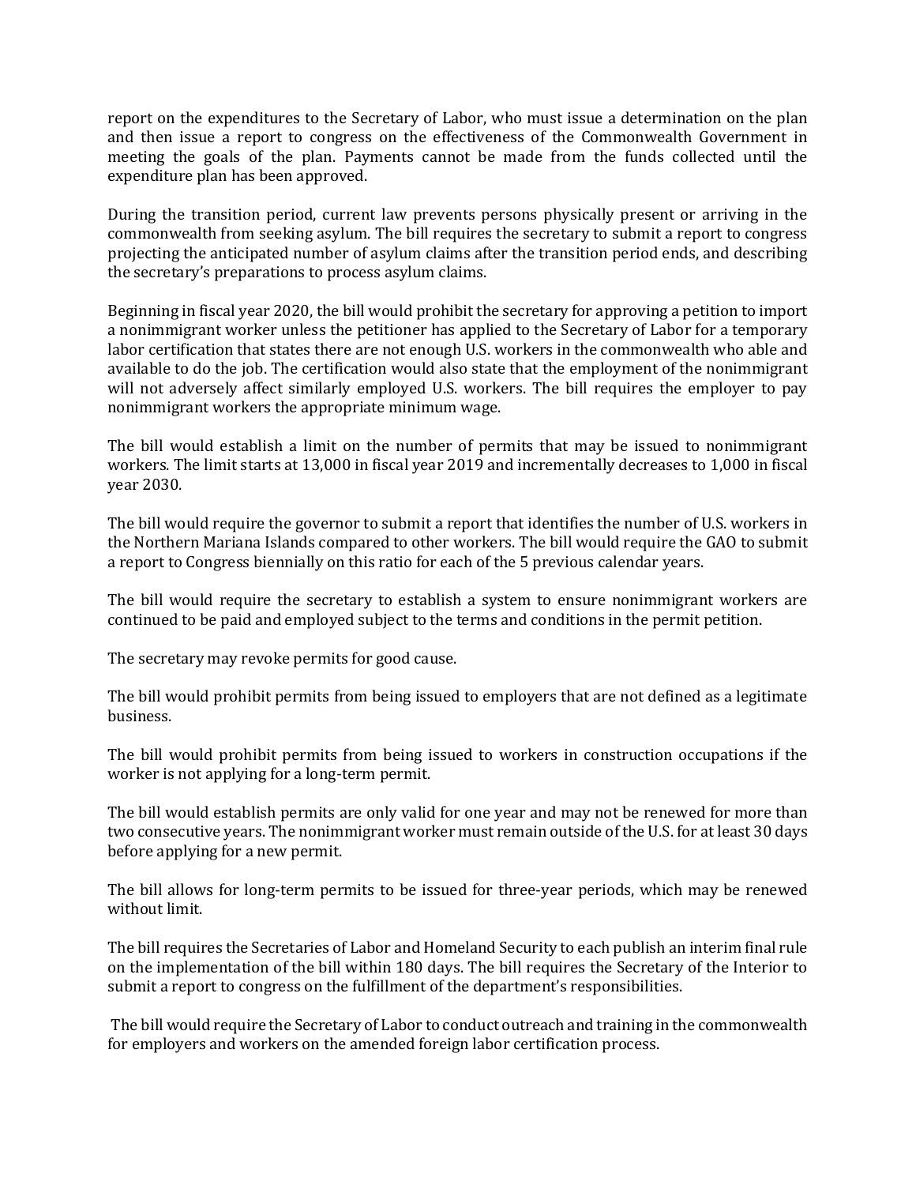report on the expenditures to the Secretary of Labor, who must issue a determination on the plan and then issue a report to congress on the effectiveness of the Commonwealth Government in meeting the goals of the plan. Payments cannot be made from the funds collected until the expenditure plan has been approved.

During the transition period, current law prevents persons physically present or arriving in the commonwealth from seeking asylum. The bill requires the secretary to submit a report to congress projecting the anticipated number of asylum claims after the transition period ends, and describing the secretary's preparations to process asylum claims.

Beginning in fiscal year 2020, the bill would prohibit the secretary for approving a petition to import a nonimmigrant worker unless the petitioner has applied to the Secretary of Labor for a temporary labor certification that states there are not enough U.S. workers in the commonwealth who able and available to do the job. The certification would also state that the employment of the nonimmigrant will not adversely affect similarly employed U.S. workers. The bill requires the employer to pay nonimmigrant workers the appropriate minimum wage.

The bill would establish a limit on the number of permits that may be issued to nonimmigrant workers. The limit starts at 13,000 in fiscal year 2019 and incrementally decreases to 1,000 in fiscal year 2030.

The bill would require the governor to submit a report that identifies the number of U.S. workers in the Northern Mariana Islands compared to other workers. The bill would require the GAO to submit a report to Congress biennially on this ratio for each of the 5 previous calendar years.

The bill would require the secretary to establish a system to ensure nonimmigrant workers are continued to be paid and employed subject to the terms and conditions in the permit petition.

The secretary may revoke permits for good cause.

The bill would prohibit permits from being issued to employers that are not defined as a legitimate business.

The bill would prohibit permits from being issued to workers in construction occupations if the worker is not applying for a long-term permit.

The bill would establish permits are only valid for one year and may not be renewed for more than two consecutive years. The nonimmigrant worker must remain outside of the U.S. for at least 30 days before applying for a new permit.

The bill allows for long-term permits to be issued for three-year periods, which may be renewed without limit.

The bill requires the Secretaries of Labor and Homeland Security to each publish an interim final rule on the implementation of the bill within 180 days. The bill requires the Secretary of the Interior to submit a report to congress on the fulfillment of the department's responsibilities.

The bill would require the Secretary of Labor to conduct outreach and training in the commonwealth for employers and workers on the amended foreign labor certification process.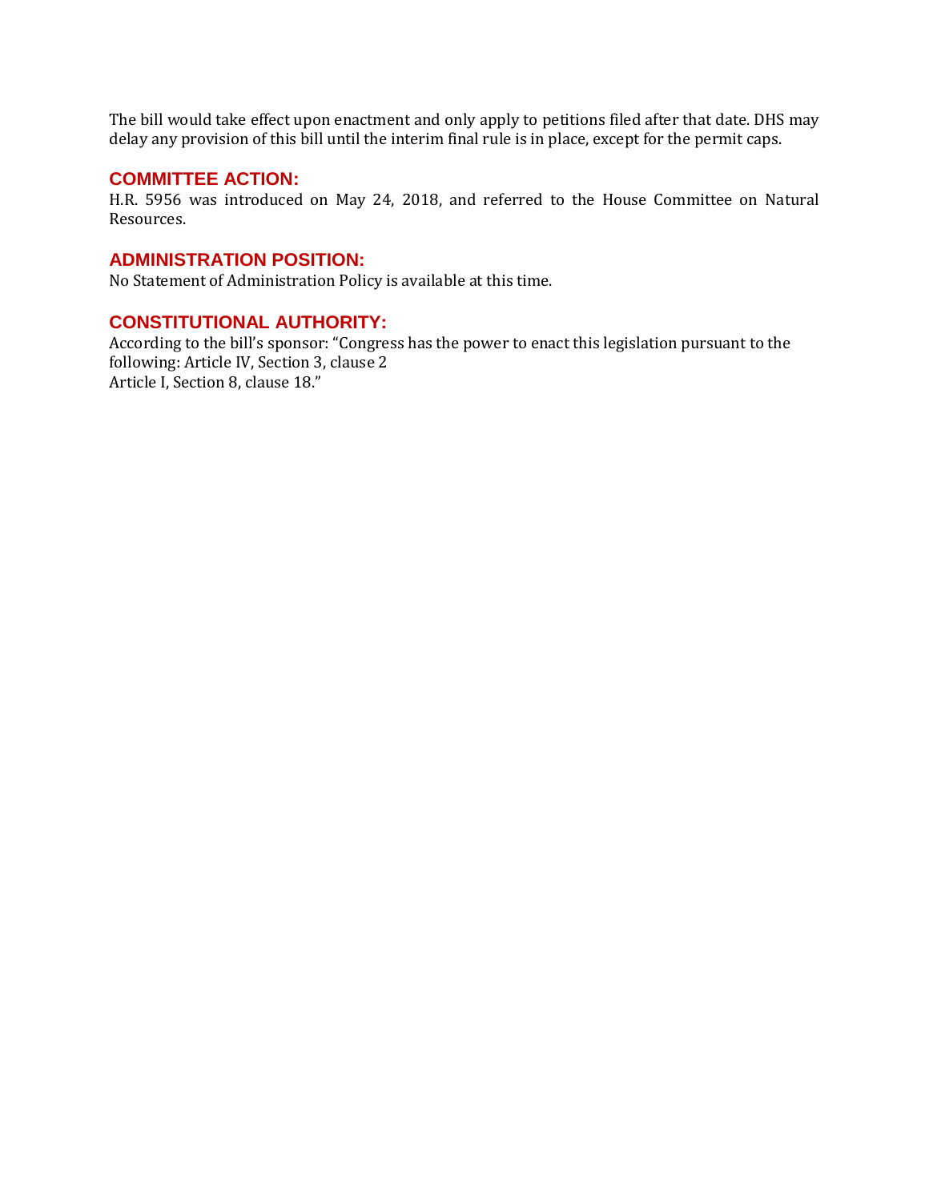The bill would take effect upon enactment and only apply to petitions filed after that date. DHS may delay any provision of this bill until the interim final rule is in place, except for the permit caps.

## COMMITTEE ACTION:

H.R. 5956 was introduced on May 24, 2018, and referred to the House Committee on Natural Resources.

## ADMINISTRATION POSITION:

No Statement of Administration Policy is available at this time.

## CONSTITUTIONAL AUTHORITY:

According to the bill's sponsor: "Congress has the power to enact this legislation pursuant to the following: Article IV, Section 3, clause 2
Article I, Section 8, clause 18."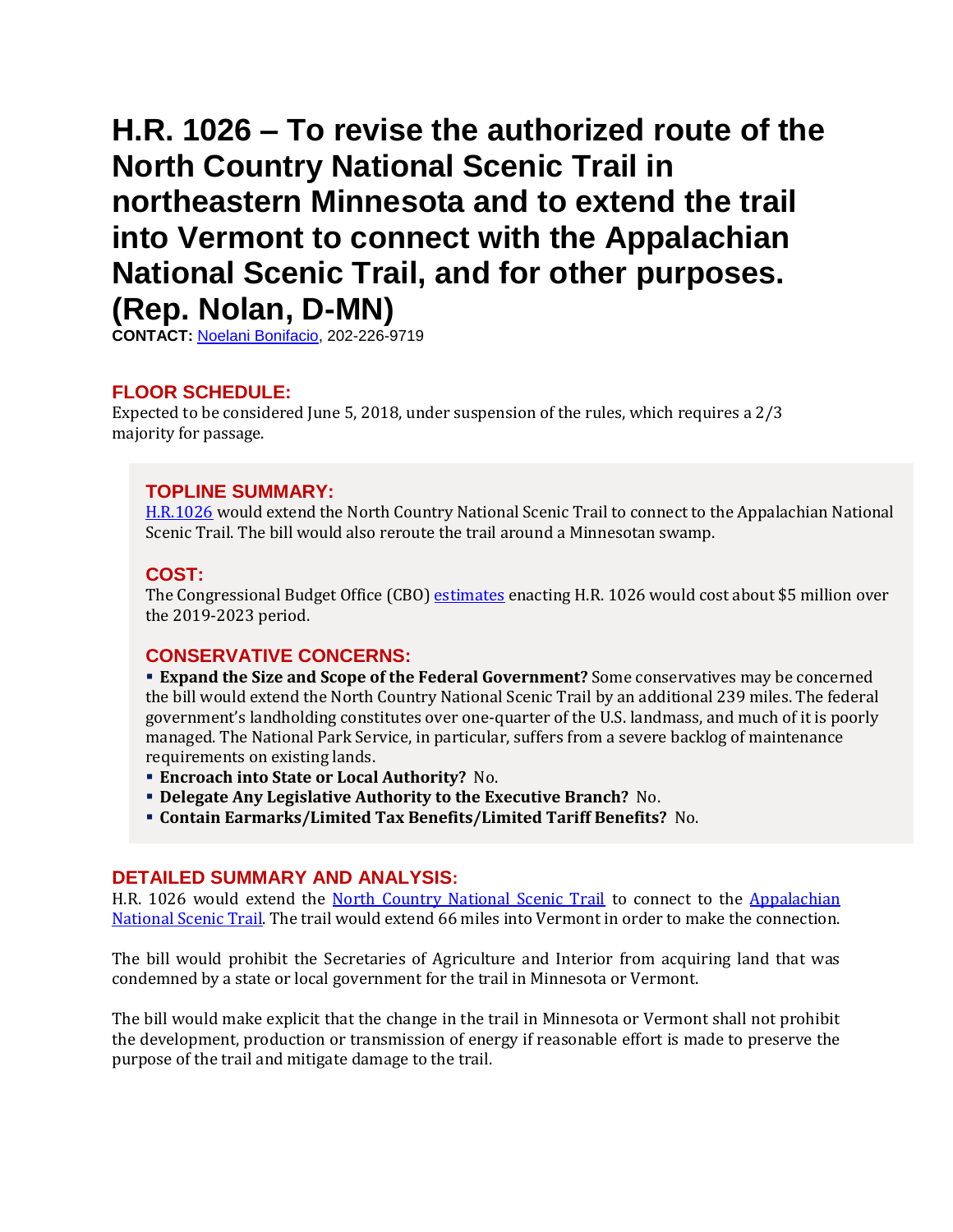# H.R. 1026 – To revise the authorized route of the North Country National Scenic Trail in northeastern Minnesota and to extend the trail into Vermont to connect with the Appalachian National Scenic Trail, and for other purposes. (Rep. Nolan, D-MN)

**CONTACT:** Noelani Bonifacio, 202-226-9719

## FLOOR SCHEDULE:

Expected to be considered June 5, 2018, under suspension of the rules, which requires a 2/3 majority for passage.

## TOPLINE SUMMARY:

H.R.1026 would extend the North Country National Scenic Trail to connect to the Appalachian National Scenic Trail. The bill would also reroute the trail around a Minnesotan swamp.

## COST:

The Congressional Budget Office (CBO) estimates enacting H.R. 1026 would cost about $5 million over the 2019-2023 period.

## CONSERVATIVE CONCERNS:

- **Expand the Size and Scope of the Federal Government?** Some conservatives may be concerned the bill would extend the North Country National Scenic Trail by an additional 239 miles. The federal government's landholding constitutes over one-quarter of the U.S. landmass, and much of it is poorly managed. The National Park Service, in particular, suffers from a severe backlog of maintenance requirements on existing lands.
- **Encroach into State or Local Authority?** No.
- **Delegate Any Legislative Authority to the Executive Branch?** No.
- **Contain Earmarks/Limited Tax Benefits/Limited Tariff Benefits?** No.

## DETAILED SUMMARY AND ANALYSIS:

H.R. 1026 would extend the North Country National Scenic Trail to connect to the Appalachian National Scenic Trail. The trail would extend 66 miles into Vermont in order to make the connection.

The bill would prohibit the Secretaries of Agriculture and Interior from acquiring land that was condemned by a state or local government for the trail in Minnesota or Vermont.

The bill would make explicit that the change in the trail in Minnesota or Vermont shall not prohibit the development, production or transmission of energy if reasonable effort is made to preserve the purpose of the trail and mitigate damage to the trail.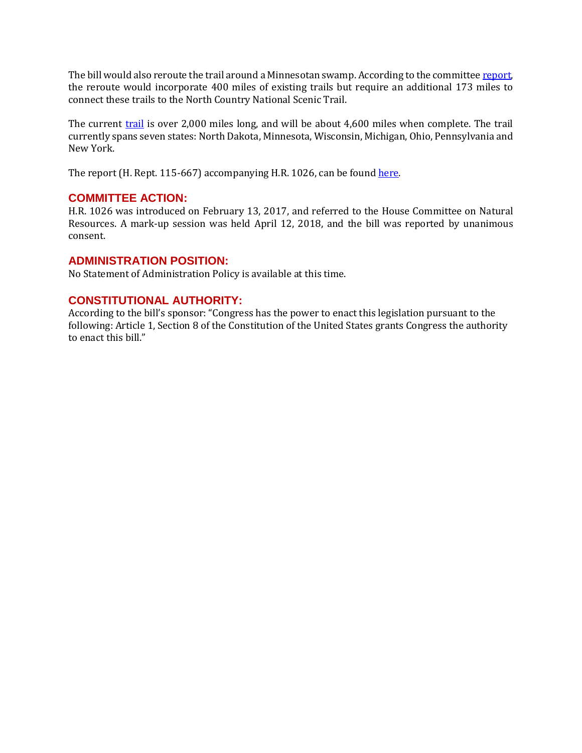The bill would also reroute the trail around a Minnesotan swamp. According to the committee [report](), the reroute would incorporate 400 miles of existing trails but require an additional 173 miles to connect these trails to the North Country National Scenic Trail.

The current [trail]() is over 2,000 miles long, and will be about 4,600 miles when complete. The trail currently spans seven states: North Dakota, Minnesota, Wisconsin, Michigan, Ohio, Pennsylvania and New York.

The report (H. Rept. 115-667) accompanying H.R. 1026, can be found [here]().

## COMMITTEE ACTION:

H.R. 1026 was introduced on February 13, 2017, and referred to the House Committee on Natural Resources. A mark-up session was held April 12, 2018, and the bill was reported by unanimous consent.

## ADMINISTRATION POSITION:

No Statement of Administration Policy is available at this time.

## CONSTITUTIONAL AUTHORITY:

According to the bill's sponsor: "Congress has the power to enact this legislation pursuant to the following: Article 1, Section 8 of the Constitution of the United States grants Congress the authority to enact this bill."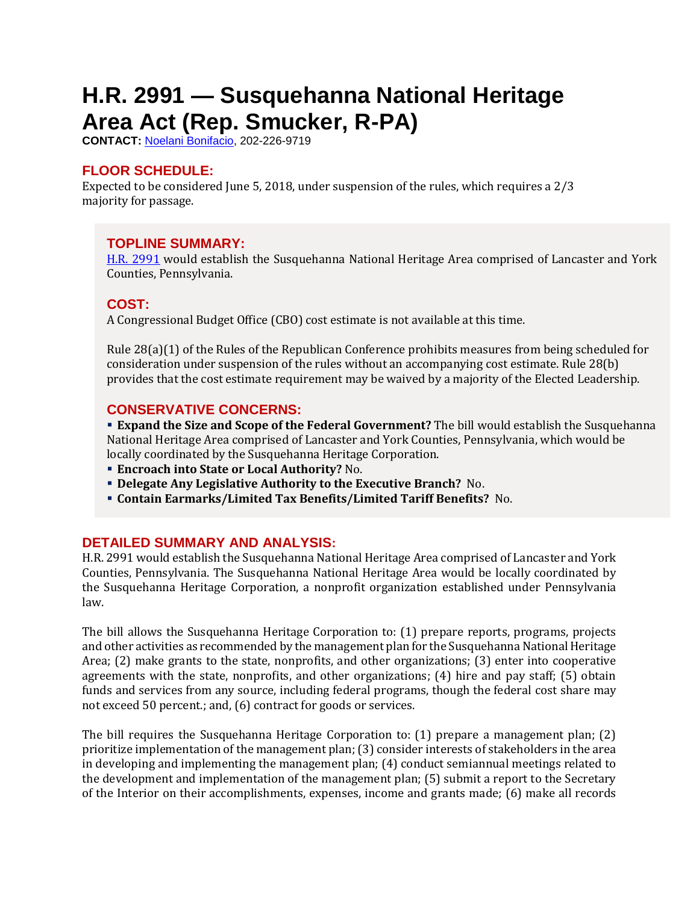# H.R. 2991 — Susquehanna National Heritage Area Act (Rep. Smucker, R-PA)

**CONTACT:** Noelani Bonifacio, 202-226-9719

## FLOOR SCHEDULE:

Expected to be considered June 5, 2018, under suspension of the rules, which requires a 2/3 majority for passage.

## TOPLINE SUMMARY:

H.R. 2991 would establish the Susquehanna National Heritage Area comprised of Lancaster and York Counties, Pennsylvania.

## COST:

A Congressional Budget Office (CBO) cost estimate is not available at this time.

Rule 28(a)(1) of the Rules of the Republican Conference prohibits measures from being scheduled for consideration under suspension of the rules without an accompanying cost estimate. Rule 28(b) provides that the cost estimate requirement may be waived by a majority of the Elected Leadership.

## CONSERVATIVE CONCERNS:

- **Expand the Size and Scope of the Federal Government?** The bill would establish the Susquehanna National Heritage Area comprised of Lancaster and York Counties, Pennsylvania, which would be locally coordinated by the Susquehanna Heritage Corporation.
- **Encroach into State or Local Authority?** No.
- **Delegate Any Legislative Authority to the Executive Branch?** No.
- **Contain Earmarks/Limited Tax Benefits/Limited Tariff Benefits?** No.

## DETAILED SUMMARY AND ANALYSIS:

H.R. 2991 would establish the Susquehanna National Heritage Area comprised of Lancaster and York Counties, Pennsylvania. The Susquehanna National Heritage Area would be locally coordinated by the Susquehanna Heritage Corporation, a nonprofit organization established under Pennsylvania law.

The bill allows the Susquehanna Heritage Corporation to: (1) prepare reports, programs, projects and other activities as recommended by the management plan for the Susquehanna National Heritage Area; (2) make grants to the state, nonprofits, and other organizations; (3) enter into cooperative agreements with the state, nonprofits, and other organizations; (4) hire and pay staff; (5) obtain funds and services from any source, including federal programs, though the federal cost share may not exceed 50 percent.; and, (6) contract for goods or services.

The bill requires the Susquehanna Heritage Corporation to: (1) prepare a management plan; (2) prioritize implementation of the management plan; (3) consider interests of stakeholders in the area in developing and implementing the management plan; (4) conduct semiannual meetings related to the development and implementation of the management plan; (5) submit a report to the Secretary of the Interior on their accomplishments, expenses, income and grants made; (6) make all records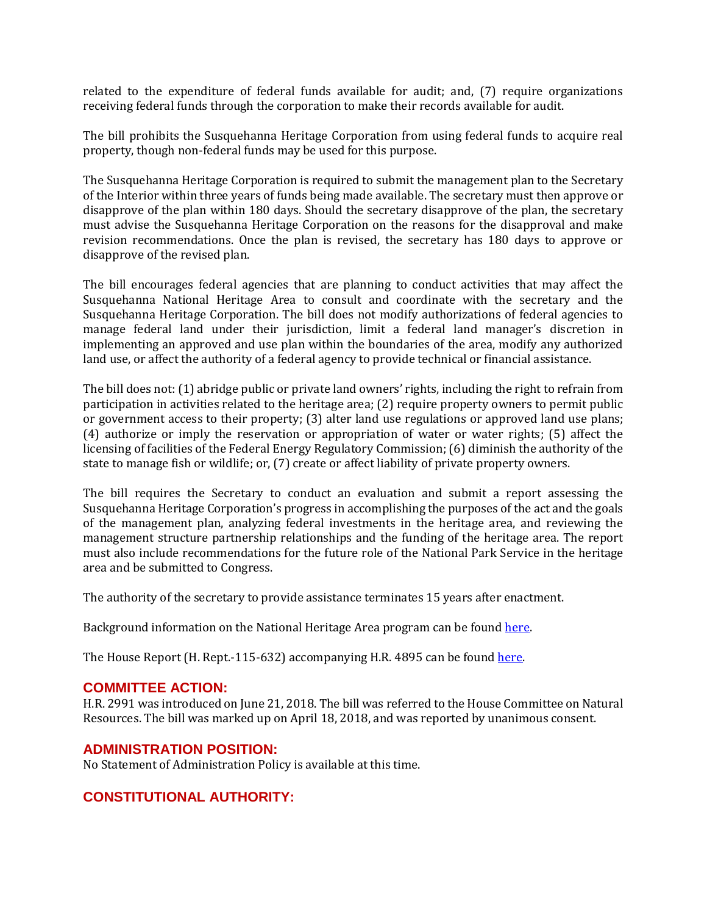related to the expenditure of federal funds available for audit; and, (7) require organizations receiving federal funds through the corporation to make their records available for audit.

The bill prohibits the Susquehanna Heritage Corporation from using federal funds to acquire real property, though non-federal funds may be used for this purpose.

The Susquehanna Heritage Corporation is required to submit the management plan to the Secretary of the Interior within three years of funds being made available. The secretary must then approve or disapprove of the plan within 180 days. Should the secretary disapprove of the plan, the secretary must advise the Susquehanna Heritage Corporation on the reasons for the disapproval and make revision recommendations. Once the plan is revised, the secretary has 180 days to approve or disapprove of the revised plan.

The bill encourages federal agencies that are planning to conduct activities that may affect the Susquehanna National Heritage Area to consult and coordinate with the secretary and the Susquehanna Heritage Corporation. The bill does not modify authorizations of federal agencies to manage federal land under their jurisdiction, limit a federal land manager's discretion in implementing an approved and use plan within the boundaries of the area, modify any authorized land use, or affect the authority of a federal agency to provide technical or financial assistance.

The bill does not: (1) abridge public or private land owners' rights, including the right to refrain from participation in activities related to the heritage area; (2) require property owners to permit public or government access to their property; (3) alter land use regulations or approved land use plans; (4) authorize or imply the reservation or appropriation of water or water rights; (5) affect the licensing of facilities of the Federal Energy Regulatory Commission; (6) diminish the authority of the state to manage fish or wildlife; or, (7) create or affect liability of private property owners.

The bill requires the Secretary to conduct an evaluation and submit a report assessing the Susquehanna Heritage Corporation's progress in accomplishing the purposes of the act and the goals of the management plan, analyzing federal investments in the heritage area, and reviewing the management structure partnership relationships and the funding of the heritage area. The report must also include recommendations for the future role of the National Park Service in the heritage area and be submitted to Congress.

The authority of the secretary to provide assistance terminates 15 years after enactment.

Background information on the National Heritage Area program can be found here.

The House Report (H. Rept.-115-632) accompanying H.R. 4895 can be found here.

## COMMITTEE ACTION:

H.R. 2991 was introduced on June 21, 2018. The bill was referred to the House Committee on Natural Resources. The bill was marked up on April 18, 2018, and was reported by unanimous consent.

## ADMINISTRATION POSITION:

No Statement of Administration Policy is available at this time.

## CONSTITUTIONAL AUTHORITY: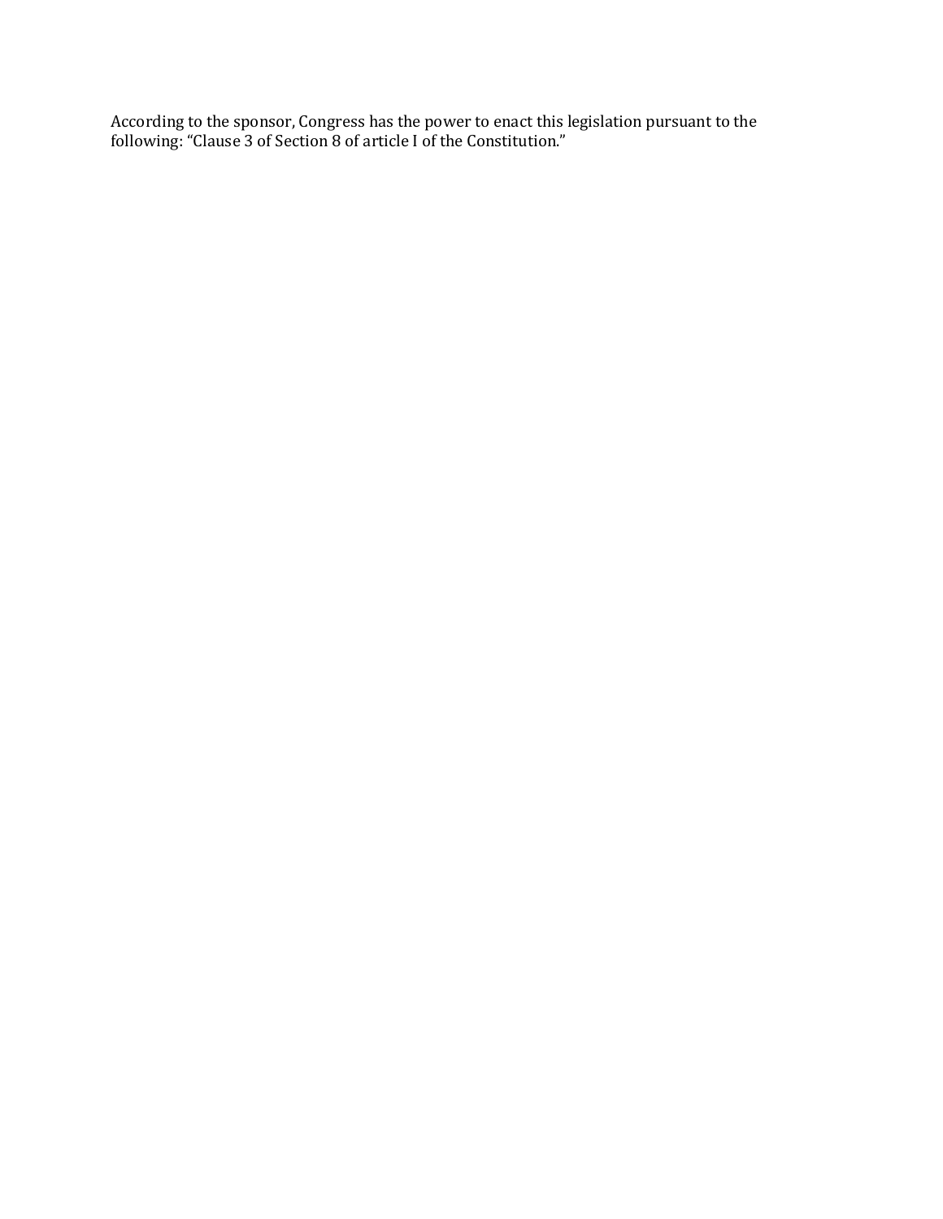According to the sponsor, Congress has the power to enact this legislation pursuant to the following: "Clause 3 of Section 8 of article I of the Constitution."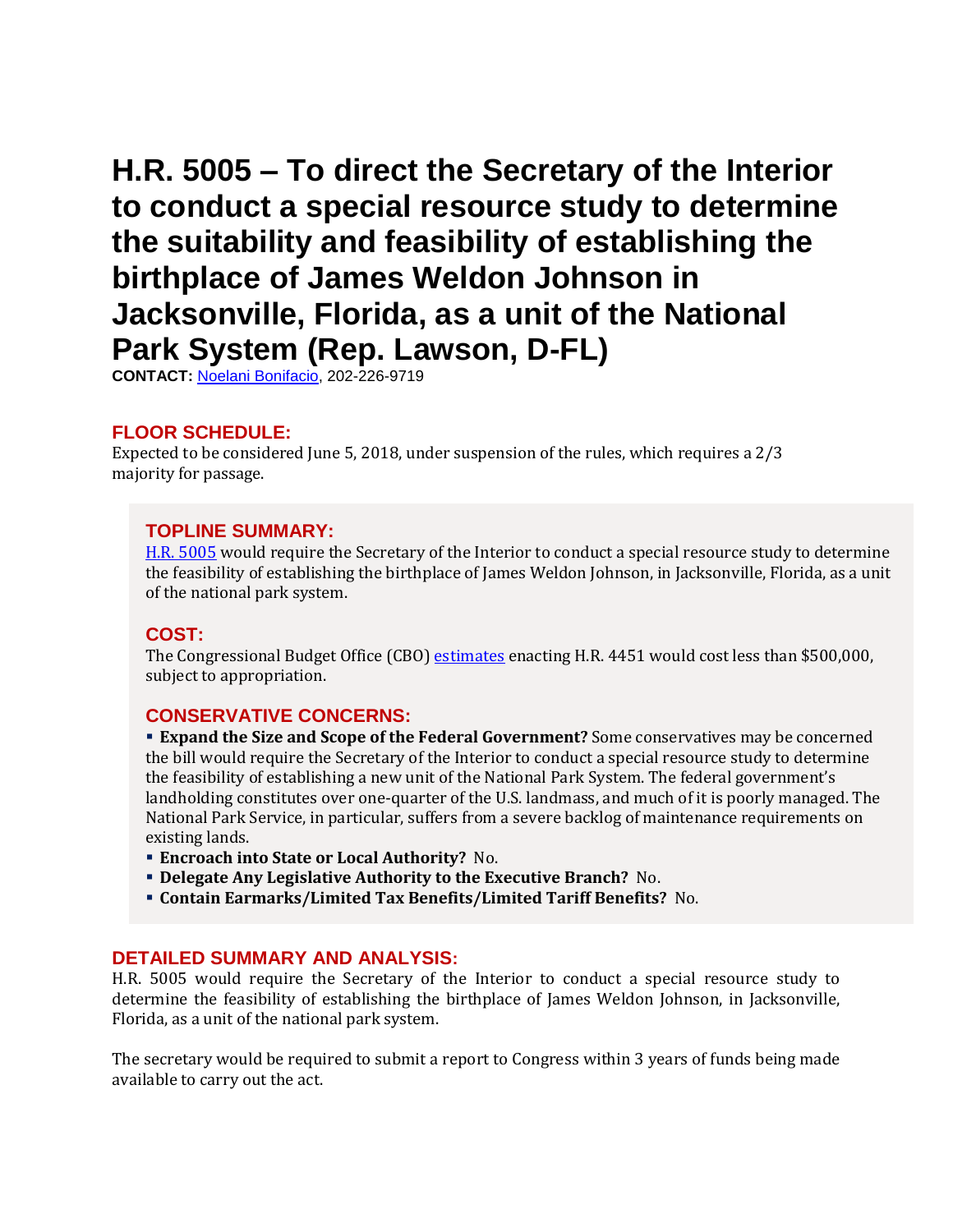# H.R. 5005 – To direct the Secretary of the Interior to conduct a special resource study to determine the suitability and feasibility of establishing the birthplace of James Weldon Johnson in Jacksonville, Florida, as a unit of the National Park System (Rep. Lawson, D-FL)

**CONTACT:** [Noelani Bonifacio](), 202-226-9719

## FLOOR SCHEDULE:

Expected to be considered June 5, 2018, under suspension of the rules, which requires a 2/3 majority for passage.

## TOPLINE SUMMARY:

[H.R. 5005]() would require the Secretary of the Interior to conduct a special resource study to determine the feasibility of establishing the birthplace of James Weldon Johnson, in Jacksonville, Florida, as a unit of the national park system.

## COST:

The Congressional Budget Office (CBO) [estimates]() enacting H.R. 4451 would cost less than $500,000, subject to appropriation.

## CONSERVATIVE CONCERNS:

- **Expand the Size and Scope of the Federal Government?** Some conservatives may be concerned the bill would require the Secretary of the Interior to conduct a special resource study to determine the feasibility of establishing a new unit of the National Park System. The federal government's landholding constitutes over one-quarter of the U.S. landmass, and much of it is poorly managed. The National Park Service, in particular, suffers from a severe backlog of maintenance requirements on existing lands.
- **Encroach into State or Local Authority?** No.
- **Delegate Any Legislative Authority to the Executive Branch?** No.
- **Contain Earmarks/Limited Tax Benefits/Limited Tariff Benefits?** No.

## DETAILED SUMMARY AND ANALYSIS:

H.R. 5005 would require the Secretary of the Interior to conduct a special resource study to determine the feasibility of establishing the birthplace of James Weldon Johnson, in Jacksonville, Florida, as a unit of the national park system.

The secretary would be required to submit a report to Congress within 3 years of funds being made available to carry out the act.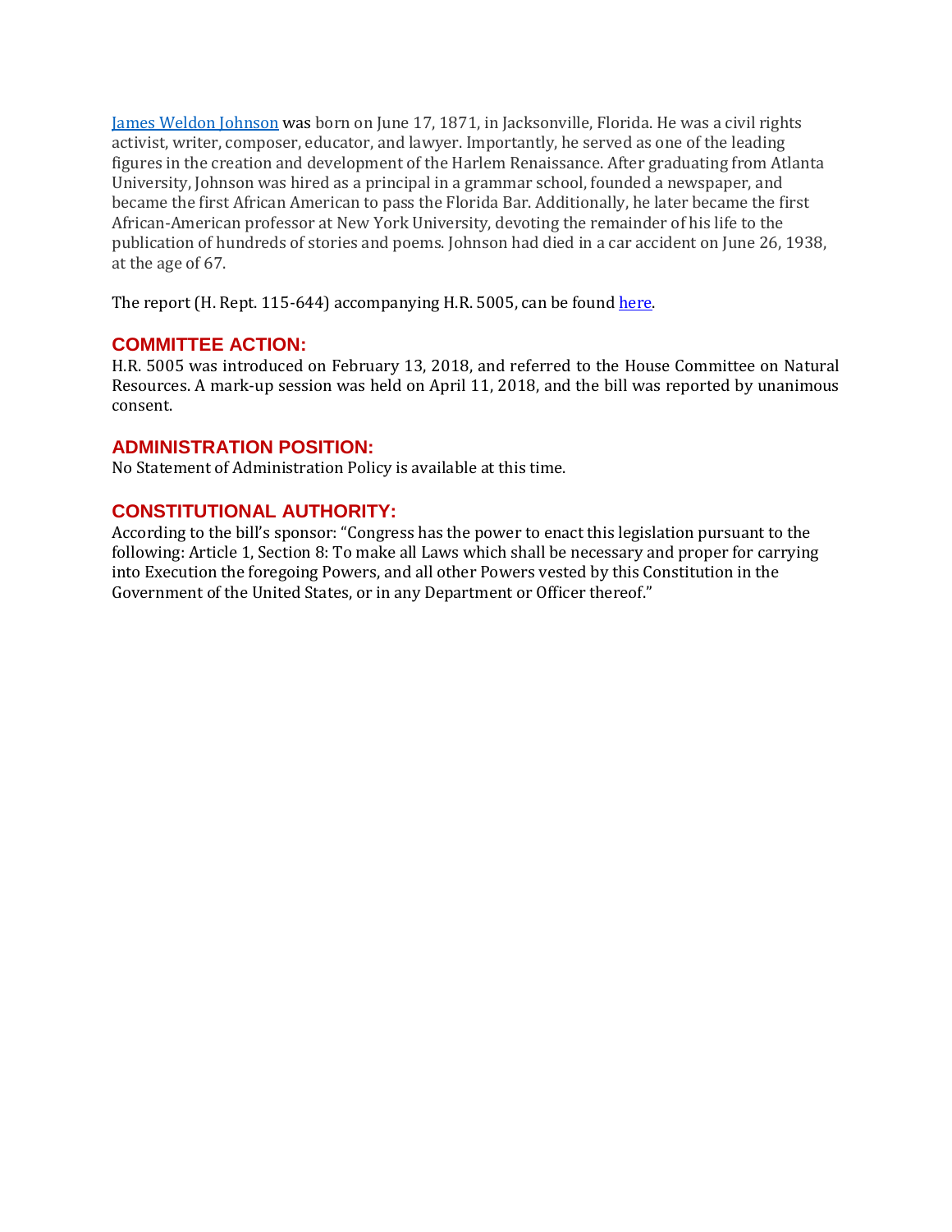[James Weldon Johnson](#) was born on June 17, 1871, in Jacksonville, Florida. He was a civil rights activist, writer, composer, educator, and lawyer. Importantly, he served as one of the leading figures in the creation and development of the Harlem Renaissance. After graduating from Atlanta University, Johnson was hired as a principal in a grammar school, founded a newspaper, and became the first African American to pass the Florida Bar. Additionally, he later became the first African-American professor at New York University, devoting the remainder of his life to the publication of hundreds of stories and poems. Johnson had died in a car accident on June 26, 1938, at the age of 67.

The report (H. Rept. 115-644) accompanying H.R. 5005, can be found [here](#).

## COMMITTEE ACTION:

H.R. 5005 was introduced on February 13, 2018, and referred to the House Committee on Natural Resources. A mark-up session was held on April 11, 2018, and the bill was reported by unanimous consent.

## ADMINISTRATION POSITION:

No Statement of Administration Policy is available at this time.

## CONSTITUTIONAL AUTHORITY:

According to the bill's sponsor: "Congress has the power to enact this legislation pursuant to the following: Article 1, Section 8: To make all Laws which shall be necessary and proper for carrying into Execution the foregoing Powers, and all other Powers vested by this Constitution in the Government of the United States, or in any Department or Officer thereof."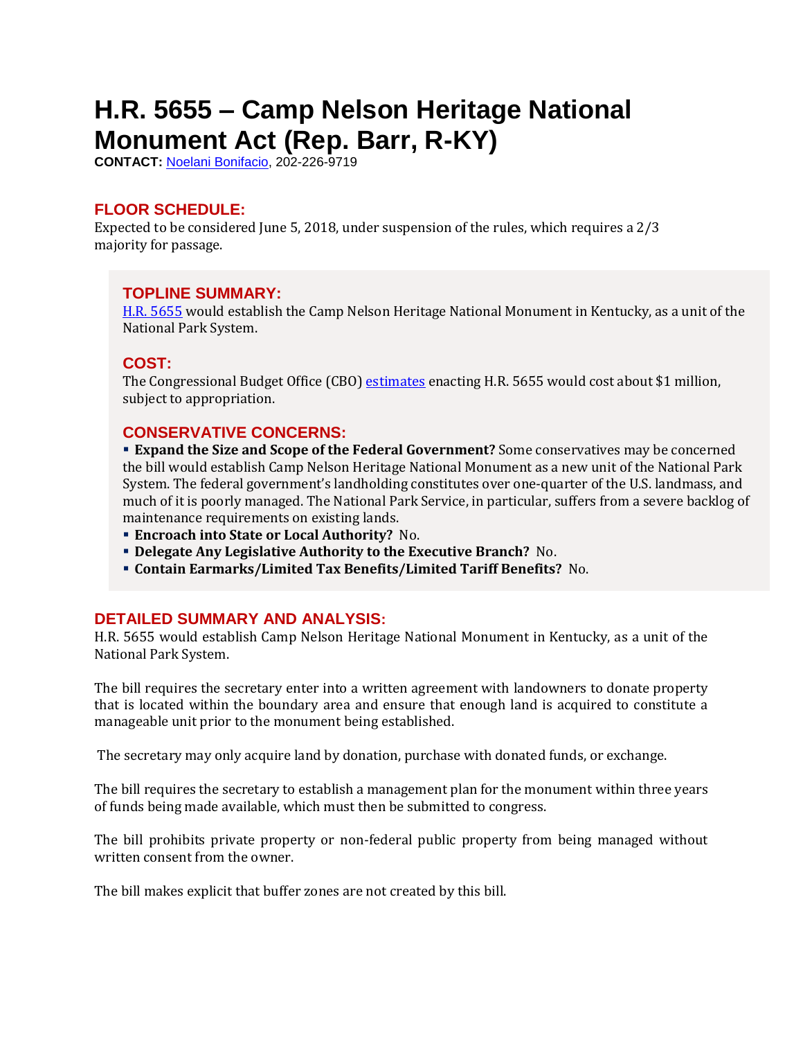# H.R. 5655 – Camp Nelson Heritage National Monument Act (Rep. Barr, R-KY)

**CONTACT:** Noelani Bonifacio, 202-226-9719

## FLOOR SCHEDULE:

Expected to be considered June 5, 2018, under suspension of the rules, which requires a 2/3 majority for passage.

## TOPLINE SUMMARY:

H.R. 5655 would establish the Camp Nelson Heritage National Monument in Kentucky, as a unit of the National Park System.

## COST:

The Congressional Budget Office (CBO) estimates enacting H.R. 5655 would cost about $1 million, subject to appropriation.

## CONSERVATIVE CONCERNS:

- **Expand the Size and Scope of the Federal Government?** Some conservatives may be concerned the bill would establish Camp Nelson Heritage National Monument as a new unit of the National Park System. The federal government's landholding constitutes over one-quarter of the U.S. landmass, and much of it is poorly managed. The National Park Service, in particular, suffers from a severe backlog of maintenance requirements on existing lands.
- **Encroach into State or Local Authority?** No.
- **Delegate Any Legislative Authority to the Executive Branch?** No.
- **Contain Earmarks/Limited Tax Benefits/Limited Tariff Benefits?** No.

## DETAILED SUMMARY AND ANALYSIS:

H.R. 5655 would establish Camp Nelson Heritage National Monument in Kentucky, as a unit of the National Park System.

The bill requires the secretary enter into a written agreement with landowners to donate property that is located within the boundary area and ensure that enough land is acquired to constitute a manageable unit prior to the monument being established.

The secretary may only acquire land by donation, purchase with donated funds, or exchange.

The bill requires the secretary to establish a management plan for the monument within three years of funds being made available, which must then be submitted to congress.

The bill prohibits private property or non-federal public property from being managed without written consent from the owner.

The bill makes explicit that buffer zones are not created by this bill.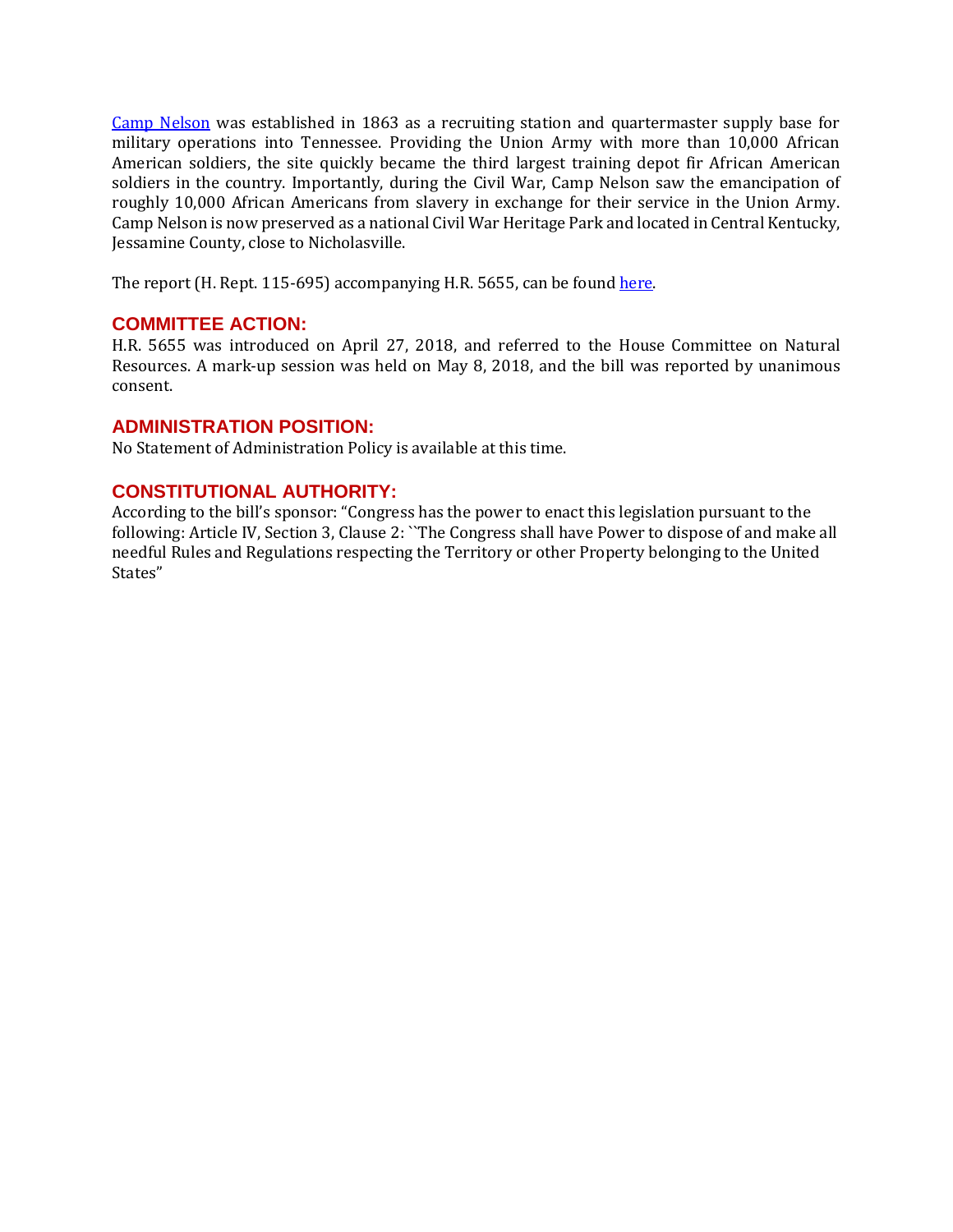[Camp Nelson](#) was established in 1863 as a recruiting station and quartermaster supply base for military operations into Tennessee. Providing the Union Army with more than 10,000 African American soldiers, the site quickly became the third largest training depot fir African American soldiers in the country. Importantly, during the Civil War, Camp Nelson saw the emancipation of roughly 10,000 African Americans from slavery in exchange for their service in the Union Army. Camp Nelson is now preserved as a national Civil War Heritage Park and located in Central Kentucky, Jessamine County, close to Nicholasville.

The report (H. Rept. 115-695) accompanying H.R. 5655, can be found [here](#).

## COMMITTEE ACTION:

H.R. 5655 was introduced on April 27, 2018, and referred to the House Committee on Natural Resources. A mark-up session was held on May 8, 2018, and the bill was reported by unanimous consent.

## ADMINISTRATION POSITION:

No Statement of Administration Policy is available at this time.

## CONSTITUTIONAL AUTHORITY:

According to the bill's sponsor: "Congress has the power to enact this legislation pursuant to the following: Article IV, Section 3, Clause 2: ``The Congress shall have Power to dispose of and make all needful Rules and Regulations respecting the Territory or other Property belonging to the United States"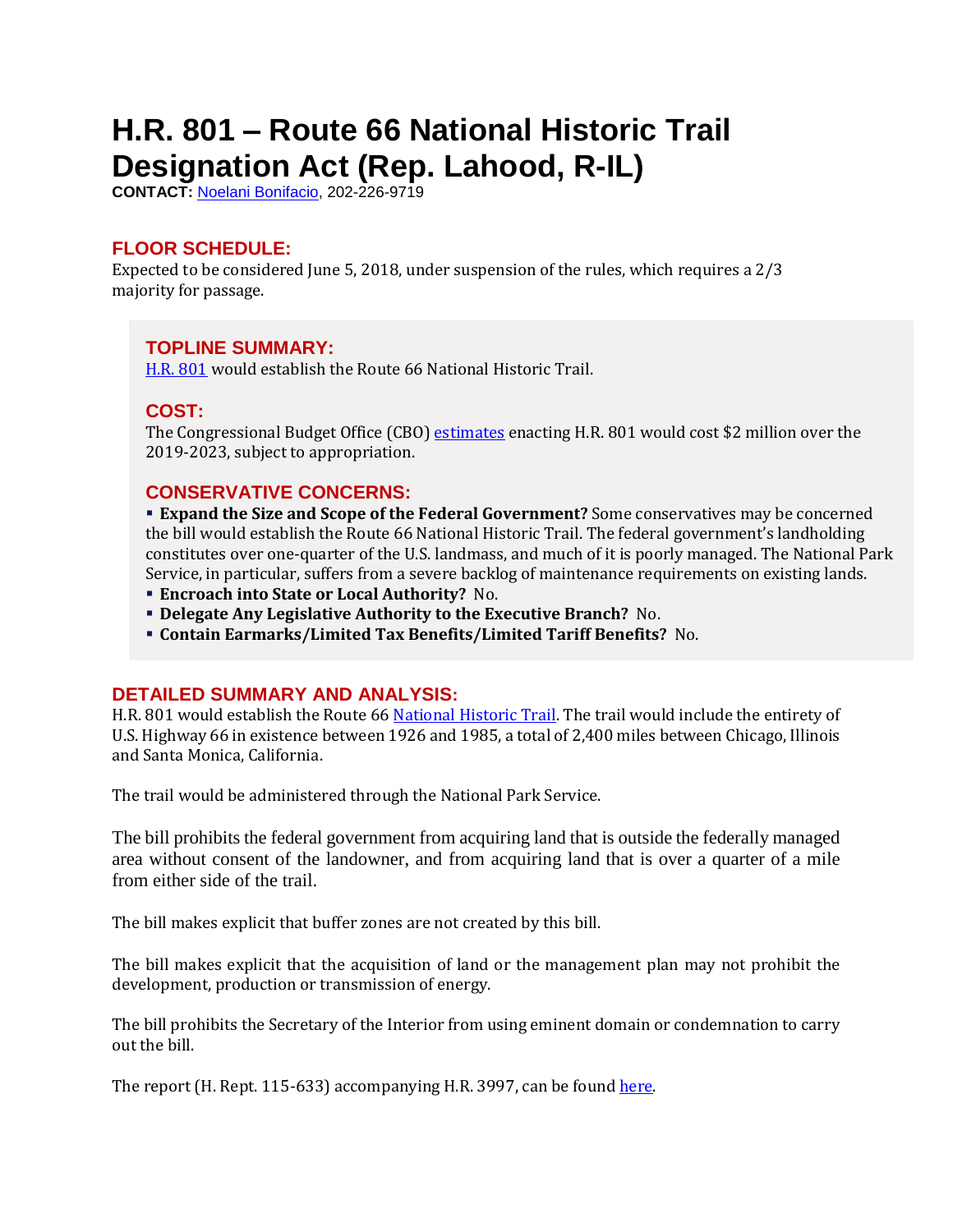# H.R. 801 – Route 66 National Historic Trail Designation Act (Rep. Lahood, R-IL)

**CONTACT:** Noelani Bonifacio, 202-226-9719

## FLOOR SCHEDULE:

Expected to be considered June 5, 2018, under suspension of the rules, which requires a 2/3 majority for passage.

## TOPLINE SUMMARY:

H.R. 801 would establish the Route 66 National Historic Trail.

## COST:

The Congressional Budget Office (CBO) estimates enacting H.R. 801 would cost $2 million over the 2019-2023, subject to appropriation.

## CONSERVATIVE CONCERNS:

- **Expand the Size and Scope of the Federal Government?** Some conservatives may be concerned the bill would establish the Route 66 National Historic Trail. The federal government's landholding constitutes over one-quarter of the U.S. landmass, and much of it is poorly managed. The National Park Service, in particular, suffers from a severe backlog of maintenance requirements on existing lands.
- **Encroach into State or Local Authority?** No.
- **Delegate Any Legislative Authority to the Executive Branch?** No.
- **Contain Earmarks/Limited Tax Benefits/Limited Tariff Benefits?** No.

## DETAILED SUMMARY AND ANALYSIS:

H.R. 801 would establish the Route 66 National Historic Trail. The trail would include the entirety of U.S. Highway 66 in existence between 1926 and 1985, a total of 2,400 miles between Chicago, Illinois and Santa Monica, California.

The trail would be administered through the National Park Service.

The bill prohibits the federal government from acquiring land that is outside the federally managed area without consent of the landowner, and from acquiring land that is over a quarter of a mile from either side of the trail.

The bill makes explicit that buffer zones are not created by this bill.

The bill makes explicit that the acquisition of land or the management plan may not prohibit the development, production or transmission of energy.

The bill prohibits the Secretary of the Interior from using eminent domain or condemnation to carry out the bill.

The report (H. Rept. 115-633) accompanying H.R. 3997, can be found here.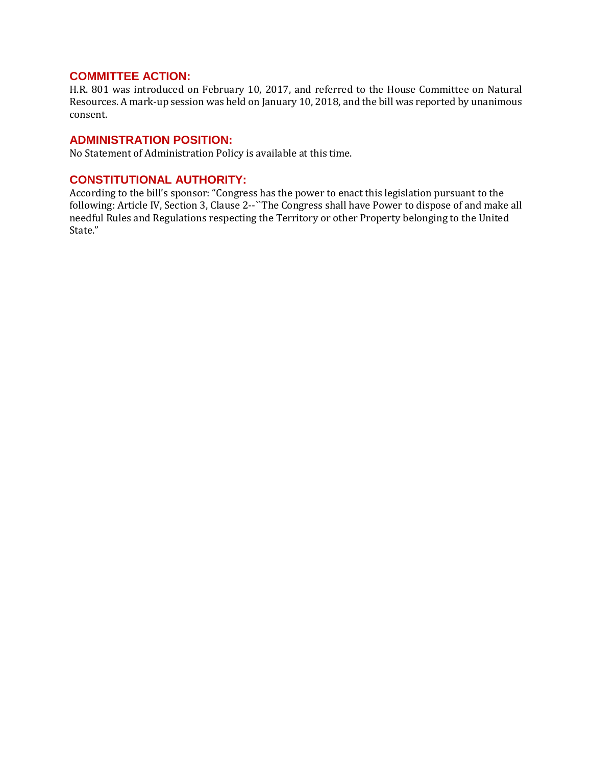## COMMITTEE ACTION:

H.R. 801 was introduced on February 10, 2017, and referred to the House Committee on Natural Resources. A mark-up session was held on January 10, 2018, and the bill was reported by unanimous consent.

## ADMINISTRATION POSITION:

No Statement of Administration Policy is available at this time.

## CONSTITUTIONAL AUTHORITY:

According to the bill's sponsor: "Congress has the power to enact this legislation pursuant to the following: Article IV, Section 3, Clause 2--``The Congress shall have Power to dispose of and make all needful Rules and Regulations respecting the Territory or other Property belonging to the United State."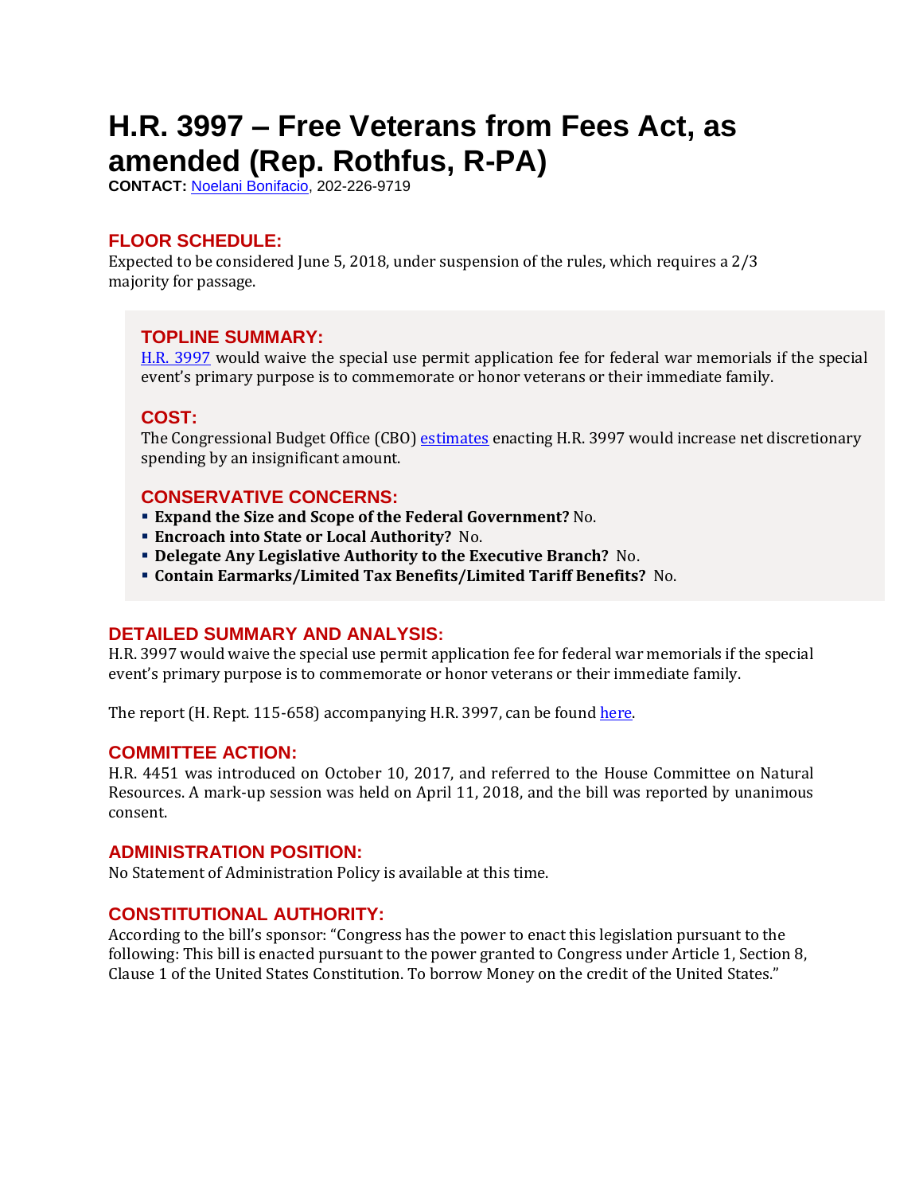# H.R. 3997 – Free Veterans from Fees Act, as amended (Rep. Rothfus, R-PA)

**CONTACT:** Noelani Bonifacio, 202-226-9719

## FLOOR SCHEDULE:

Expected to be considered June 5, 2018, under suspension of the rules, which requires a 2/3 majority for passage.

## TOPLINE SUMMARY:

H.R. 3997 would waive the special use permit application fee for federal war memorials if the special event's primary purpose is to commemorate or honor veterans or their immediate family.

## COST:

The Congressional Budget Office (CBO) estimates enacting H.R. 3997 would increase net discretionary spending by an insignificant amount.

## CONSERVATIVE CONCERNS:

- **Expand the Size and Scope of the Federal Government?** No.
- **Encroach into State or Local Authority?** No.
- **Delegate Any Legislative Authority to the Executive Branch?** No.
- **Contain Earmarks/Limited Tax Benefits/Limited Tariff Benefits?** No.

## DETAILED SUMMARY AND ANALYSIS:

H.R. 3997 would waive the special use permit application fee for federal war memorials if the special event's primary purpose is to commemorate or honor veterans or their immediate family.

The report (H. Rept. 115-658) accompanying H.R. 3997, can be found here.

## COMMITTEE ACTION:

H.R. 4451 was introduced on October 10, 2017, and referred to the House Committee on Natural Resources. A mark-up session was held on April 11, 2018, and the bill was reported by unanimous consent.

## ADMINISTRATION POSITION:

No Statement of Administration Policy is available at this time.

## CONSTITUTIONAL AUTHORITY:

According to the bill's sponsor: "Congress has the power to enact this legislation pursuant to the following: This bill is enacted pursuant to the power granted to Congress under Article 1, Section 8, Clause 1 of the United States Constitution. To borrow Money on the credit of the United States."